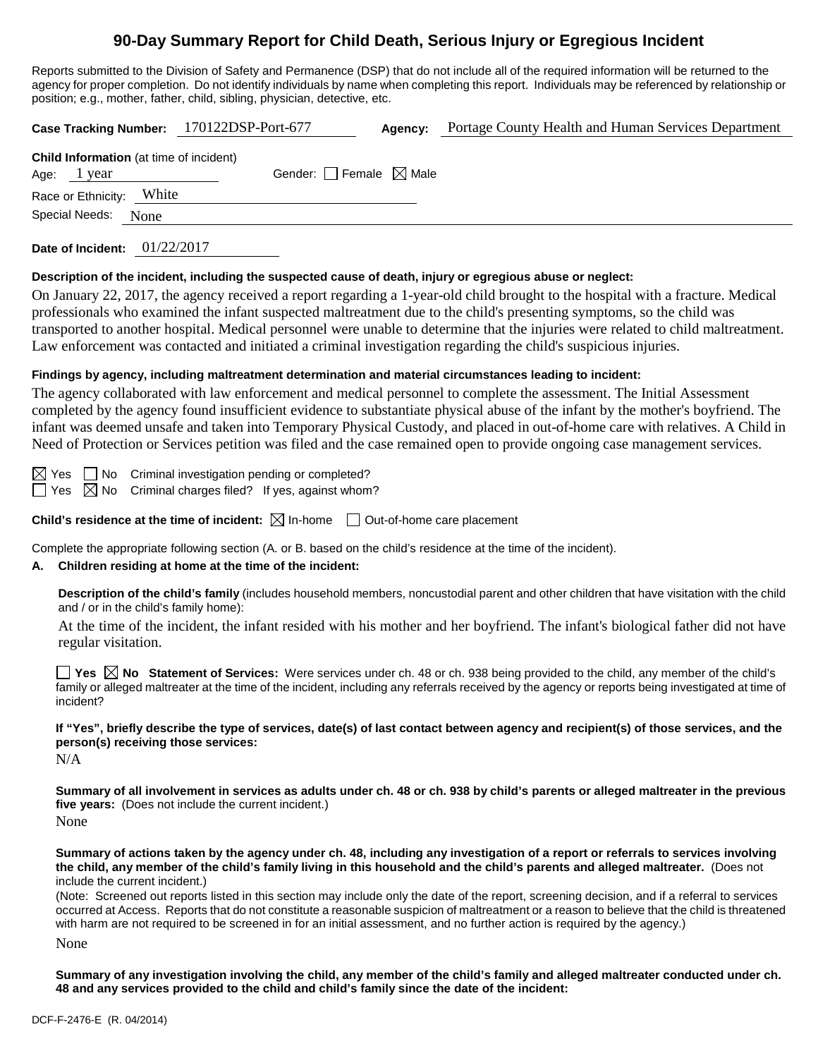# 90-Day Summary Report for Child Death, Serious Injury or Egregious Incident

Reports submitted to the Division of Safety and Permanence (DSP) that do not include all of the required information will be returned to the agency for proper completion. Do not identify individuals by name when completing this report. Individuals may be referenced by relationship or position; e.g., mother, father, child, sibling, physician, detective, etc.

**Case Tracking Number:** 170122DSP-Port-677 **Agency:** Portage County Health and Human Services Department

**Child Information** (at time of incident)

Age: 1 year Gender: ☐ Female ☒ Male

Race or Ethnicity: White

Special Needs: None

**Date of Incident:** 01/22/2017

**Description of the incident, including the suspected cause of death, injury or egregious abuse or neglect:**

On January 22, 2017, the agency received a report regarding a 1-year-old child brought to the hospital with a fracture. Medical professionals who examined the infant suspected maltreatment due to the child's presenting symptoms, so the child was transported to another hospital. Medical personnel were unable to determine that the injuries were related to child maltreatment. Law enforcement was contacted and initiated a criminal investigation regarding the child's suspicious injuries.

**Findings by agency, including maltreatment determination and material circumstances leading to incident:**

The agency collaborated with law enforcement and medical personnel to complete the assessment. The Initial Assessment completed by the agency found insufficient evidence to substantiate physical abuse of the infant by the mother's boyfriend. The infant was deemed unsafe and taken into Temporary Physical Custody, and placed in out-of-home care with relatives. A Child in Need of Protection or Services petition was filed and the case remained open to provide ongoing case management services.

☒ Yes ☐ No Criminal investigation pending or completed?

☐ Yes ☒ No Criminal charges filed? If yes, against whom?

**Child's residence at the time of incident:** ☒ In-home ☐ Out-of-home care placement

Complete the appropriate following section (A. or B. based on the child's residence at the time of the incident).

**A. Children residing at home at the time of the incident:**

**Description of the child's family** (includes household members, noncustodial parent and other children that have visitation with the child and / or in the child's family home):

At the time of the incident, the infant resided with his mother and her boyfriend. The infant's biological father did not have regular visitation.

☐ **Yes** ☒ **No Statement of Services:** Were services under ch. 48 or ch. 938 being provided to the child, any member of the child's family or alleged maltreater at the time of the incident, including any referrals received by the agency or reports being investigated at time of incident?

**If "Yes", briefly describe the type of services, date(s) of last contact between agency and recipient(s) of those services, and the person(s) receiving those services:**

N/A

**Summary of all involvement in services as adults under ch. 48 or ch. 938 by child's parents or alleged maltreater in the previous five years:** (Does not include the current incident.)

None

**Summary of actions taken by the agency under ch. 48, including any investigation of a report or referrals to services involving the child, any member of the child's family living in this household and the child's parents and alleged maltreater.** (Does not include the current incident.)

(Note: Screened out reports listed in this section may include only the date of the report, screening decision, and if a referral to services occurred at Access. Reports that do not constitute a reasonable suspicion of maltreatment or a reason to believe that the child is threatened with harm are not required to be screened in for an initial assessment, and no further action is required by the agency.)

None

**Summary of any investigation involving the child, any member of the child's family and alleged maltreater conducted under ch. 48 and any services provided to the child and child's family since the date of the incident:**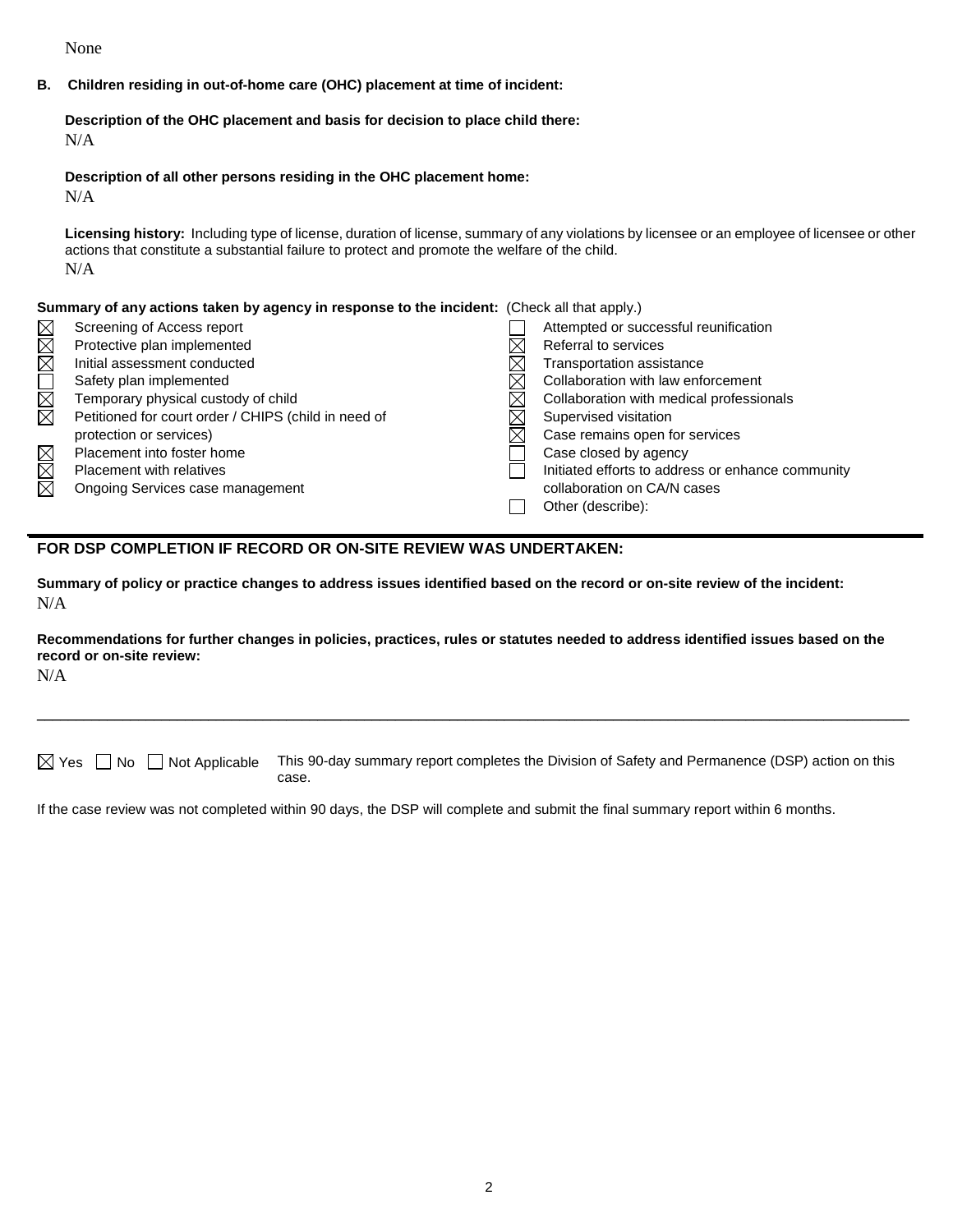None

**B. Children residing in out-of-home care (OHC) placement at time of incident:**

**Description of the OHC placement and basis for decision to place child there:**
N/A

**Description of all other persons residing in the OHC placement home:**
N/A

**Licensing history:** Including type of license, duration of license, summary of any violations by licensee or an employee of licensee or other actions that constitute a substantial failure to protect and promote the welfare of the child.
N/A

**Summary of any actions taken by agency in response to the incident:** (Check all that apply.)

- ☒ Screening of Access report
- ☒ Protective plan implemented
- ☒ Initial assessment conducted
- ☐ Safety plan implemented
- ☒ Temporary physical custody of child
- ☒ Petitioned for court order / CHIPS (child in need of protection or services)
- ☒ Placement into foster home
- ☒ Placement with relatives
- ☒ Ongoing Services case management
- ☐ Attempted or successful reunification
- ☒ Referral to services
- ☒ Transportation assistance
- ☒ Collaboration with law enforcement
- ☒ Collaboration with medical professionals
- ☒ Supervised visitation
- ☒ Case remains open for services
- ☐ Case closed by agency
- ☐ Initiated efforts to address or enhance community collaboration on CA/N cases
- ☐ Other (describe):

## FOR DSP COMPLETION IF RECORD OR ON-SITE REVIEW WAS UNDERTAKEN:

**Summary of policy or practice changes to address issues identified based on the record or on-site review of the incident:**
N/A

**Recommendations for further changes in policies, practices, rules or statutes needed to address identified issues based on the record or on-site review:**
N/A

---

☒ Yes ☐ No ☐ Not Applicable This 90-day summary report completes the Division of Safety and Permanence (DSP) action on this case.

If the case review was not completed within 90 days, the DSP will complete and submit the final summary report within 6 months.